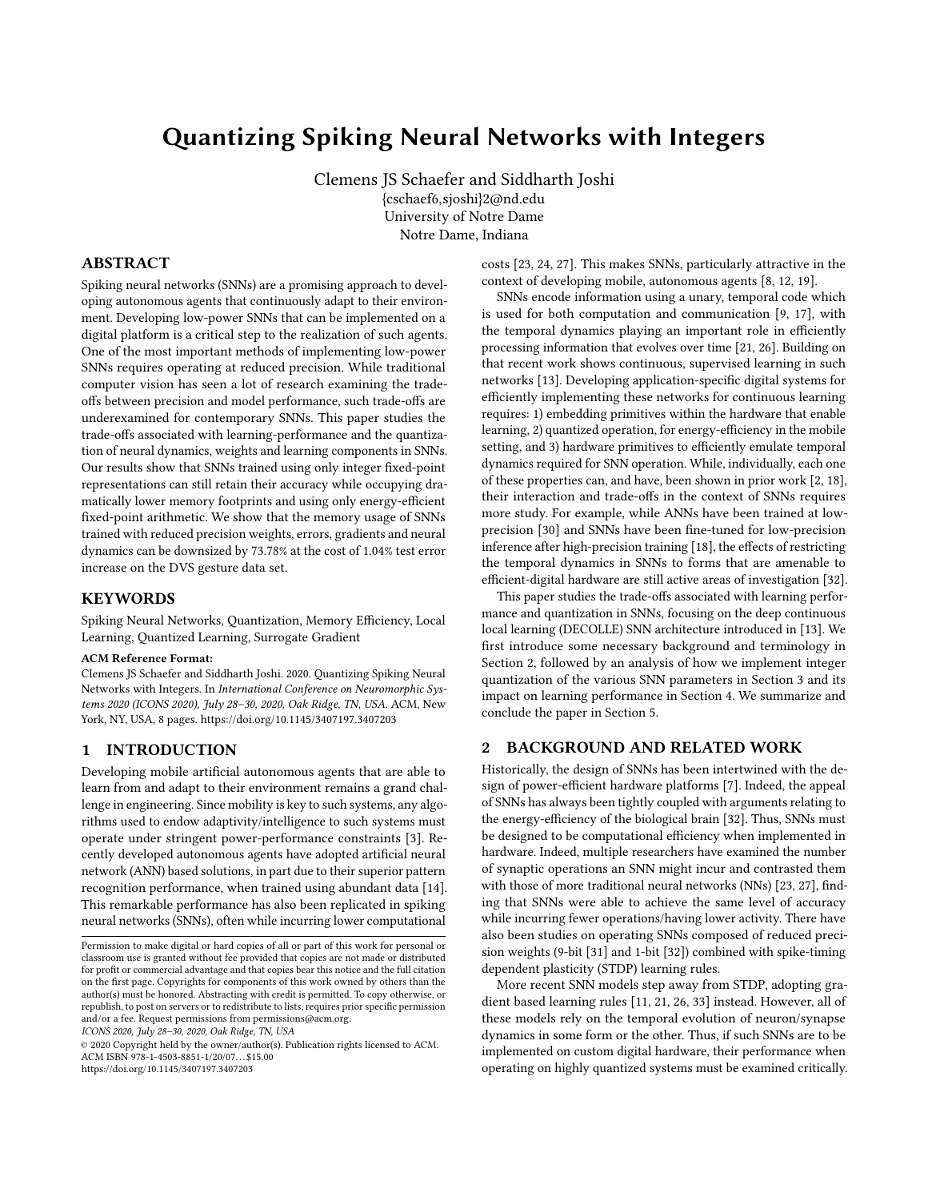# Quantizing Spiking Neural Networks with Integers

Clemens JS Schaefer and Siddharth Joshi
{cschaef6,sjoshi}2@nd.edu
University of Notre Dame
Notre Dame, Indiana

## ABSTRACT

Spiking neural networks (SNNs) are a promising approach to developing autonomous agents that continuously adapt to their environment. Developing low-power SNNs that can be implemented on a digital platform is a critical step to the realization of such agents. One of the most important methods of implementing low-power SNNs requires operating at reduced precision. While traditional computer vision has seen a lot of research examining the trade-offs between precision and model performance, such trade-offs are underexamined for contemporary SNNs. This paper studies the trade-offs associated with learning-performance and the quantization of neural dynamics, weights and learning components in SNNs. Our results show that SNNs trained using only integer fixed-point representations can still retain their accuracy while occupying dramatically lower memory footprints and using only energy-efficient fixed-point arithmetic. We show that the memory usage of SNNs trained with reduced precision weights, errors, gradients and neural dynamics can be downsized by 73.78% at the cost of 1.04% test error increase on the DVS gesture data set.

## KEYWORDS

Spiking Neural Networks, Quantization, Memory Efficiency, Local Learning, Quantized Learning, Surrogate Gradient

**ACM Reference Format:**
Clemens JS Schaefer and Siddharth Joshi. 2020. Quantizing Spiking Neural Networks with Integers. In *International Conference on Neuromorphic Systems 2020 (ICONS 2020), July 28–30, 2020, Oak Ridge, TN, USA.* ACM, New York, NY, USA, 8 pages. https://doi.org/10.1145/3407197.3407203

## 1 INTRODUCTION

Developing mobile artificial autonomous agents that are able to learn from and adapt to their environment remains a grand challenge in engineering. Since mobility is key to such systems, any algorithms used to endow adaptivity/intelligence to such systems must operate under stringent power-performance constraints [3]. Recently developed autonomous agents have adopted artificial neural network (ANN) based solutions, in part due to their superior pattern recognition performance, when trained using abundant data [14]. This remarkable performance has also been replicated in spiking neural networks (SNNs), often while incurring lower computational costs [23, 24, 27]. This makes SNNs, particularly attractive in the context of developing mobile, autonomous agents [8, 12, 19].

SNNs encode information using a unary, temporal code which is used for both computation and communication [9, 17], with the temporal dynamics playing an important role in efficiently processing information that evolves over time [21, 26]. Building on that recent work shows continuous, supervised learning in such networks [13]. Developing application-specific digital systems for efficiently implementing these networks for continuous learning requires: 1) embedding primitives within the hardware that enable learning, 2) quantized operation, for energy-efficiency in the mobile setting, and 3) hardware primitives to efficiently emulate temporal dynamics required for SNN operation. While, individually, each one of these properties can, and have, been shown in prior work [2, 18], their interaction and trade-offs in the context of SNNs requires more study. For example, while ANNs have been trained at low-precision [30] and SNNs have been fine-tuned for low-precision inference after high-precision training [18], the effects of restricting the temporal dynamics in SNNs to forms that are amenable to efficient-digital hardware are still active areas of investigation [32].

This paper studies the trade-offs associated with learning performance and quantization in SNNs, focusing on the deep continuous local learning (DECOLLE) SNN architecture introduced in [13]. We first introduce some necessary background and terminology in Section 2, followed by an analysis of how we implement integer quantization of the various SNN parameters in Section 3 and its impact on learning performance in Section 4. We summarize and conclude the paper in Section 5.

## 2 BACKGROUND AND RELATED WORK

Historically, the design of SNNs has been intertwined with the design of power-efficient hardware platforms [7]. Indeed, the appeal of SNNs has always been tightly coupled with arguments relating to the energy-efficiency of the biological brain [32]. Thus, SNNs must be designed to be computational efficiency when implemented in hardware. Indeed, multiple researchers have examined the number of synaptic operations an SNN might incur and contrasted them with those of more traditional neural networks (NNs) [23, 27], finding that SNNs were able to achieve the same level of accuracy while incurring fewer operations/having lower activity. There have also been studies on operating SNNs composed of reduced precision weights (9-bit [31] and 1-bit [32]) combined with spike-timing dependent plasticity (STDP) learning rules.

More recent SNN models step away from STDP, adopting gradient based learning rules [11, 21, 26, 33] instead. However, all of these models rely on the temporal evolution of neuron/synapse dynamics in some form or the other. Thus, if such SNNs are to be implemented on custom digital hardware, their performance when operating on highly quantized systems must be examined critically.

Permission to make digital or hard copies of all or part of this work for personal or classroom use is granted without fee provided that copies are not made or distributed for profit or commercial advantage and that copies bear this notice and the full citation on the first page. Copyrights for components of this work owned by others than the author(s) must be honored. Abstracting with credit is permitted. To copy otherwise, or republish, to post on servers or to redistribute to lists, requires prior specific permission and/or a fee. Request permissions from permissions@acm.org.
*ICONS 2020, July 28–30, 2020, Oak Ridge, TN, USA*
© 2020 Copyright held by the owner/author(s). Publication rights licensed to ACM.
ACM ISBN 978-1-4503-8851-1/20/07…$15.00
https://doi.org/10.1145/3407197.3407203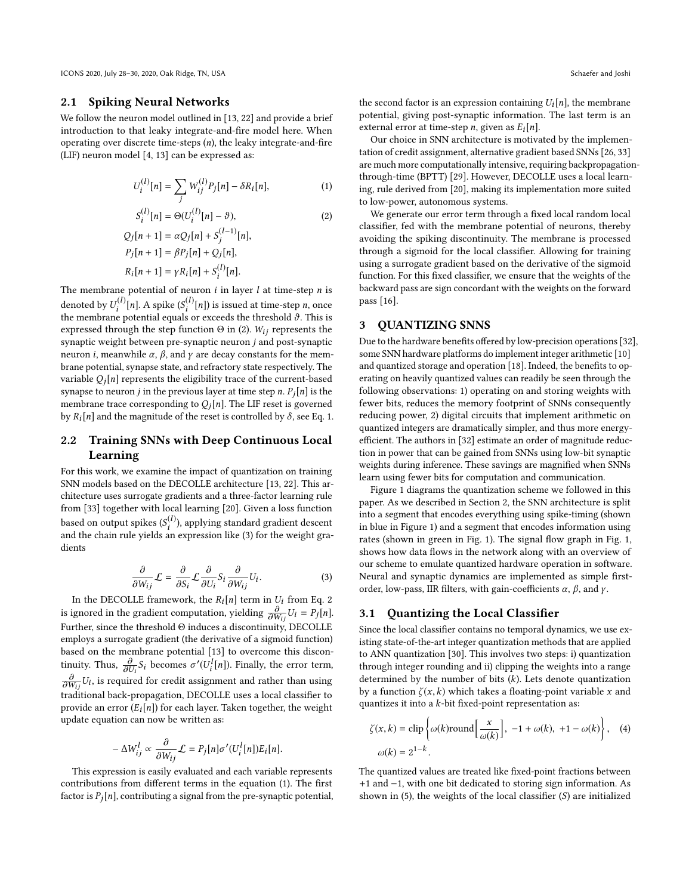## 2.1 Spiking Neural Networks

We follow the neuron model outlined in [13, 22] and provide a brief introduction to that leaky integrate-and-fire model here. When operating over discrete time-steps ($n$), the leaky integrate-and-fire (LIF) neuron model [4, 13] can be expressed as:

$$U_i^{(l)}[n] = \sum_j W_{ij}^{(l)} P_j[n] - \delta R_i[n], \tag{1}$$

$$S_i^{(l)}[n] = \Theta(U_i^{(l)}[n] - \vartheta), \tag{2}$$

$$Q_j[n+1] = \alpha Q_j[n] + S_j^{(l-1)}[n],$$

$$P_j[n+1] = \beta P_j[n] + Q_j[n],$$

$$R_i[n+1] = \gamma R_i[n] + S_i^{(l)}[n].$$

The membrane potential of neuron $i$ in layer $l$ at time-step $n$ is denoted by $U_i^{(l)}[n]$. A spike ($S_i^{(l)}[n]$) is issued at time-step $n$, once the membrane potential equals or exceeds the threshold $\vartheta$. This is expressed through the step function $\Theta$ in (2). $W_{ij}$ represents the synaptic weight between pre-synaptic neuron $j$ and post-synaptic neuron $i$, meanwhile $\alpha$, $\beta$, and $\gamma$ are decay constants for the membrane potential, synapse state, and refractory state respectively. The variable $Q_j[n]$ represents the eligibility trace of the current-based synapse to neuron $j$ in the previous layer at time step $n$. $P_j[n]$ is the membrane trace corresponding to $Q_j[n]$. The LIF reset is governed by $R_i[n]$ and the magnitude of the reset is controlled by $\delta$, see Eq. 1.

## 2.2 Training SNNs with Deep Continuous Local Learning

For this work, we examine the impact of quantization on training SNN models based on the DECOLLE architecture [13, 22]. This architecture uses surrogate gradients and a three-factor learning rule from [33] together with local learning [20]. Given a loss function based on output spikes ($S_i^{(l)}$), applying standard gradient descent and the chain rule yields an expression like (3) for the weight gradients

$$\frac{\partial}{\partial W_{ij}} \mathcal{L} = \frac{\partial}{\partial S_i} \mathcal{L} \frac{\partial}{\partial U_i} S_i \frac{\partial}{\partial W_{ij}} U_i. \tag{3}$$

In the DECOLLE framework, the $R_i[n]$ term in $U_i$ from Eq. 2 is ignored in the gradient computation, yielding $\frac{\partial}{\partial W_{ij}} U_i = P_j[n]$. Further, since the threshold $\Theta$ induces a discontinuity, DECOLLE employs a surrogate gradient (the derivative of a sigmoid function) based on the membrane potential [13] to overcome this discontinuity. Thus, $\frac{\partial}{\partial U_i} S_i$ becomes $\sigma'(U_i^l[n])$. Finally, the error term, $\frac{\partial}{\partial W_{ij}} U_i$, is required for credit assignment and rather than using traditional back-propagation, DECOLLE uses a local classifier to provide an error ($E_i[n]$) for each layer. Taken together, the weight update equation can now be written as:

$$-\Delta W_{ij}^l \propto \frac{\partial}{\partial W_{ij}} \mathcal{L} = P_j[n] \sigma'(U_i^l[n]) E_i[n].$$

This expression is easily evaluated and each variable represents contributions from different terms in the equation (1). The first factor is $P_j[n]$, contributing a signal from the pre-synaptic potential, the second factor is an expression containing $U_i[n]$, the membrane potential, giving post-synaptic information. The last term is an external error at time-step $n$, given as $E_i[n]$.

Our choice in SNN architecture is motivated by the implementation of credit assignment, alternative gradient based SNNs [26, 33] are much more computationally intensive, requiring backpropagation-through-time (BPTT) [29]. However, DECOLLE uses a local learning, rule derived from [20], making its implementation more suited to low-power, autonomous systems.

We generate our error term through a fixed local random local classifier, fed with the membrane potential of neurons, thereby avoiding the spiking discontinuity. The membrane is processed through a sigmoid for the local classifier. Allowing for training using a surrogate gradient based on the derivative of the sigmoid function. For this fixed classifier, we ensure that the weights of the backward pass are sign concordant with the weights on the forward pass [16].

# 3 QUANTIZING SNNS

Due to the hardware benefits offered by low-precision operations [32], some SNN hardware platforms do implement integer arithmetic [10] and quantized storage and operation [18]. Indeed, the benefits to operating on heavily quantized values can readily be seen through the following observations: 1) operating on and storing weights with fewer bits, reduces the memory footprint of SNNs consequently reducing power, 2) digital circuits that implement arithmetic on quantized integers are dramatically simpler, and thus more energy-efficient. The authors in [32] estimate an order of magnitude reduction in power that can be gained from SNNs using low-bit synaptic weights during inference. These savings are magnified when SNNs learn using fewer bits for computation and communication.

Figure 1 diagrams the quantization scheme we followed in this paper. As we described in Section 2, the SNN architecture is split into a segment that encodes everything using spike-timing (shown in blue in Figure 1) and a segment that encodes information using rates (shown in green in Fig. 1). The signal flow graph in Fig. 1, shows how data flows in the network along with an overview of our scheme to emulate quantized hardware operation in software. Neural and synaptic dynamics are implemented as simple first-order, low-pass, IIR filters, with gain-coefficients $\alpha$, $\beta$, and $\gamma$.

## 3.1 Quantizing the Local Classifier

Since the local classifier contains no temporal dynamics, we use existing state-of-the-art integer quantization methods that are applied to ANN quantization [30]. This involves two steps: i) quantization through integer rounding and ii) clipping the weights into a range determined by the number of bits ($k$). Lets denote quantization by a function $\zeta(x, k)$ which takes a floating-point variable $x$ and quantizes it into a $k$-bit fixed-point representation as:

$$\zeta(x, k) = \text{clip}\left\{\omega(k)\text{round}\left[\frac{x}{\omega(k)}\right],\ -1 + \omega(k),\ +1 - \omega(k)\right\}, \tag{4}$$

$$\omega(k) = 2^{1-k}.$$

The quantized values are treated like fixed-point fractions between +1 and −1, with one bit dedicated to storing sign information. As shown in (5), the weights of the local classifier ($S$) are initialized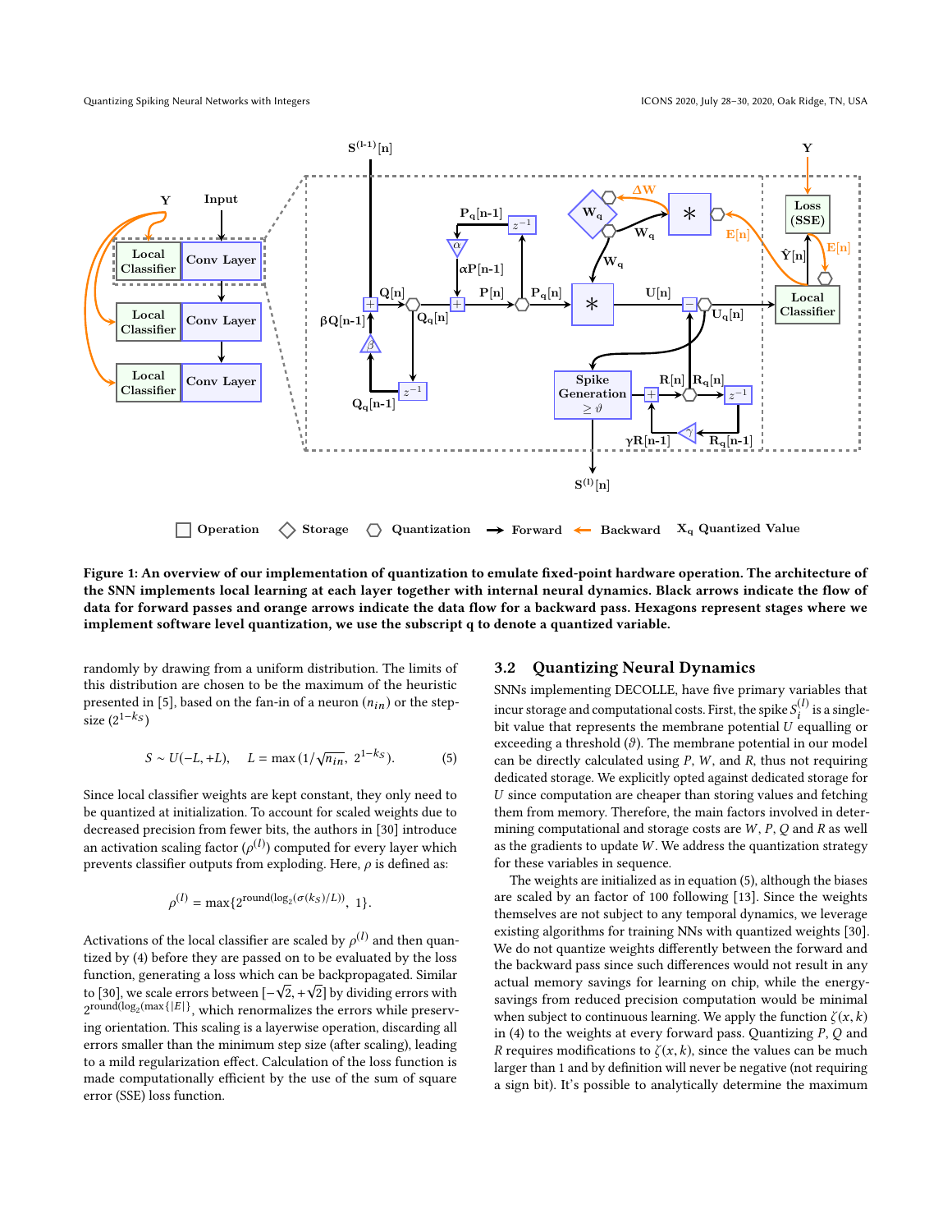Figure 1: An overview of our implementation of quantization to emulate fixed-point hardware operation. The architecture of the SNN implements local learning at each layer together with internal neural dynamics. Black arrows indicate the flow of data for forward passes and orange arrows indicate the data flow for a backward pass. Hexagons represent stages where we implement software level quantization, we use the subscript q to denote a quantized variable.

randomly by drawing from a uniform distribution. The limits of this distribution are chosen to be the maximum of the heuristic presented in [5], based on the fan-in of a neuron ($n_{in}$) or the step-size ($2^{1-k_S}$)

$$S \sim U(-L, +L), \quad L = \max(1/\sqrt{n_{in}},\ 2^{1-k_S}). \tag{5}$$

Since local classifier weights are kept constant, they only need to be quantized at initialization. To account for scaled weights due to decreased precision from fewer bits, the authors in [30] introduce an activation scaling factor ($\rho^{(l)}$) computed for every layer which prevents classifier outputs from exploding. Here, $\rho$ is defined as:

$$\rho^{(l)} = \max\{2^{\text{round}(\log_2(\sigma(k_S)/L))},\ 1\}.$$

Activations of the local classifier are scaled by $\rho^{(l)}$ and then quantized by (4) before they are passed on to be evaluated by the loss function, generating a loss which can be backpropagated. Similar to [30], we scale errors between $[-\sqrt{2}, +\sqrt{2}]$ by dividing errors with $2^{\text{round}(\log_2(\max\{|E|\}}$, which renormalizes the errors while preserving orientation. This scaling is a layerwise operation, discarding all errors smaller than the minimum step size (after scaling), leading to a mild regularization effect. Calculation of the loss function is made computationally efficient by the use of the sum of square error (SSE) loss function.

## 3.2 Quantizing Neural Dynamics

SNNs implementing DECOLLE, have five primary variables that incur storage and computational costs. First, the spike $S_i^{(l)}$ is a single-bit value that represents the membrane potential $U$ equalling or exceeding a threshold ($\vartheta$). The membrane potential in our model can be directly calculated using $P$, $W$, and $R$, thus not requiring dedicated storage. We explicitly opted against dedicated storage for $U$ since computation are cheaper than storing values and fetching them from memory. Therefore, the main factors involved in determining computational and storage costs are $W$, $P$, $Q$ and $R$ as well as the gradients to update $W$. We address the quantization strategy for these variables in sequence.

The weights are initialized as in equation (5), although the biases are scaled by an factor of 100 following [13]. Since the weights themselves are not subject to any temporal dynamics, we leverage existing algorithms for training NNs with quantized weights [30]. We do not quantize weights differently between the forward and the backward pass since such differences would not result in any actual memory savings for learning on chip, while the energy-savings from reduced precision computation would be minimal when subject to continuous learning. We apply the function $\zeta(x, k)$ in (4) to the weights at every forward pass. Quantizing $P$, $Q$ and $R$ requires modifications to $\zeta(x, k)$, since the values can be much larger than 1 and by definition will never be negative (not requiring a sign bit). It's possible to analytically determine the maximum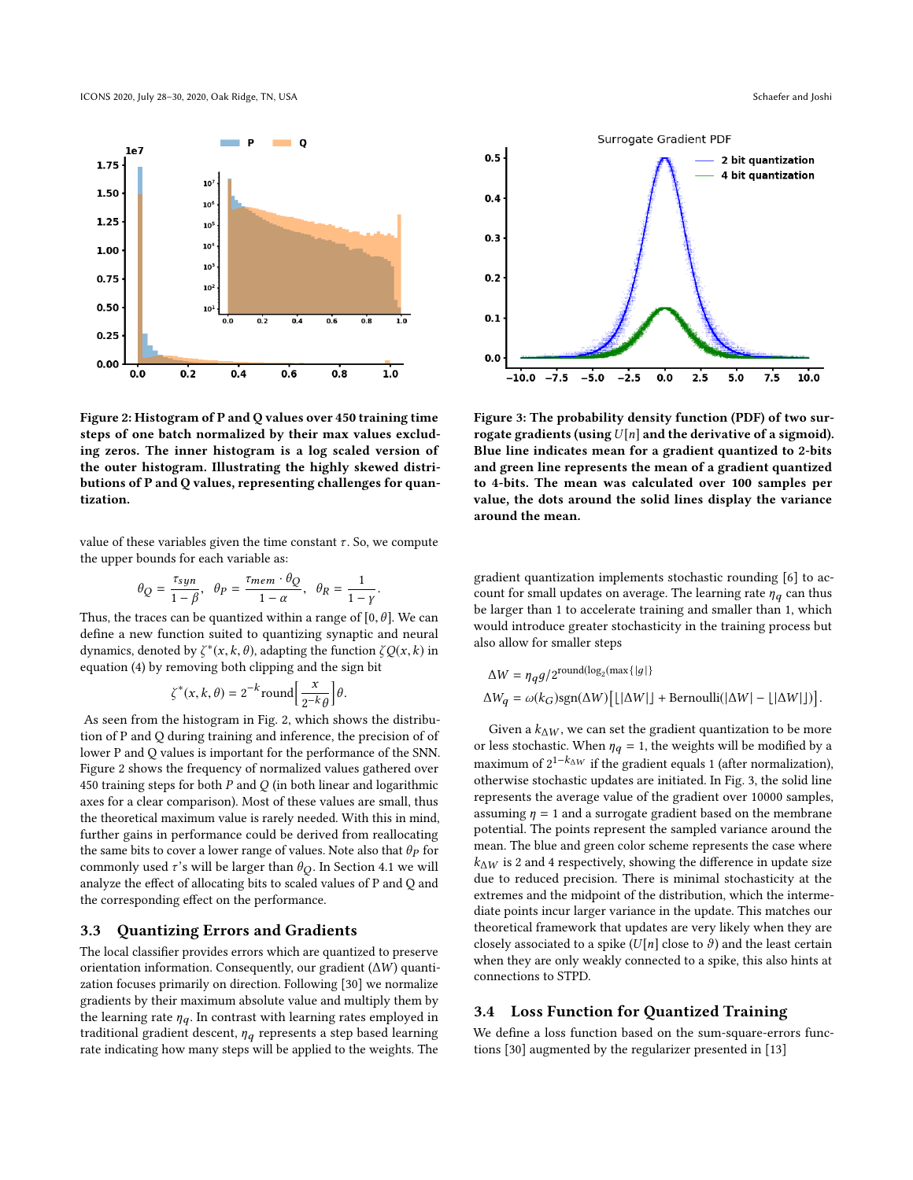Figure 2: Histogram of P and Q values over 450 training time steps of one batch normalized by their max values excluding zeros. The inner histogram is a log scaled version of the outer histogram. Illustrating the highly skewed distributions of P and Q values, representing challenges for quantization.

value of these variables given the time constant $\tau$. So, we compute the upper bounds for each variable as:

$$\theta_Q = \frac{\tau_{syn}}{1-\beta}, \quad \theta_P = \frac{\tau_{mem} \cdot \theta_Q}{1-\alpha}, \quad \theta_R = \frac{1}{1-\gamma}.$$

Thus, the traces can be quantized within a range of $[0, \theta]$. We can define a new function suited to quantizing synaptic and neural dynamics, denoted by $\zeta^*(x, k, \theta)$, adapting the function $\zeta Q(x, k)$ in equation (4) by removing both clipping and the sign bit

$$\zeta^*(x, k, \theta) = 2^{-k}\text{round}\Big[\frac{x}{2^{-k}\theta}\Big]\theta.$$

As seen from the histogram in Fig. 2, which shows the distribution of P and Q during training and inference, the precision of of lower P and Q values is important for the performance of the SNN. Figure 2 shows the frequency of normalized values gathered over 450 training steps for both $P$ and $Q$ (in both linear and logarithmic axes for a clear comparison). Most of these values are small, thus the theoretical maximum value is rarely needed. With this in mind, further gains in performance could be derived from reallocating the same bits to cover a lower range of values. Note also that $\theta_P$ for commonly used $\tau$'s will be larger than $\theta_Q$. In Section 4.1 we will analyze the effect of allocating bits to scaled values of P and Q and the corresponding effect on the performance.

## 3.3 Quantizing Errors and Gradients

The local classifier provides errors which are quantized to preserve orientation information. Consequently, our gradient ($\Delta W$) quantization focuses primarily on direction. Following [30] we normalize gradients by their maximum absolute value and multiply them by the learning rate $\eta_q$. In contrast with learning rates employed in traditional gradient descent, $\eta_q$ represents a step based learning rate indicating how many steps will be applied to the weights. The gradient quantization implements stochastic rounding [6] to account for small updates on average. The learning rate $\eta_q$ can thus be larger than 1 to accelerate training and smaller than 1, which would introduce greater stochasticity in the training process but also allow for smaller steps

$$\Delta W = \eta_q g / 2^{\text{round}(\log_2(\max\{|g|\}}$$

$$\Delta W_q = \omega(k_G)\text{sgn}(\Delta W)\big[\lfloor|\Delta W|\rfloor + \text{Bernoulli}(|\Delta W| - \lfloor|\Delta W|\rfloor)\big].$$

Figure 3: The probability density function (PDF) of two surrogate gradients (using $U[n]$ and the derivative of a sigmoid). Blue line indicates mean for a gradient quantized to 2-bits and green line represents the mean of a gradient quantized to 4-bits. The mean was calculated over 100 samples per value, the dots around the solid lines display the variance around the mean.

Given a $k_{\Delta W}$, we can set the gradient quantization to be more or less stochastic. When $\eta_q = 1$, the weights will be modified by a maximum of $2^{1-k_{\Delta W}}$ if the gradient equals 1 (after normalization), otherwise stochastic updates are initiated. In Fig. 3, the solid line represents the average value of the gradient over 10000 samples, assuming $\eta = 1$ and a surrogate gradient based on the membrane potential. The points represent the sampled variance around the mean. The blue and green color scheme represents the case where $k_{\Delta W}$ is 2 and 4 respectively, showing the difference in update size due to reduced precision. There is minimal stochasticity at the extremes and the midpoint of the distribution, which the intermediate points incur larger variance in the update. This matches our theoretical framework that updates are very likely when they are closely associated to a spike ($U[n]$ close to $\vartheta$) and the least certain when they are only weakly connected to a spike, this also hints at connections to STPD.

## 3.4 Loss Function for Quantized Training

We define a loss function based on the sum-square-errors functions [30] augmented by the regularizer presented in [13]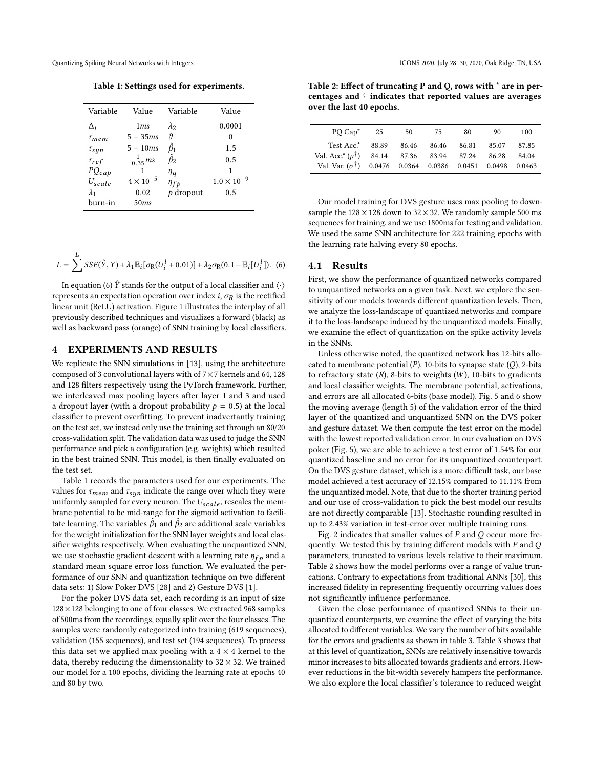**Table 1: Settings used for experiments.**

| Variable | Value | Variable | Value |
|---|---|---|---|
| $\Delta_t$ | $1ms$ | $\lambda_2$ | 0.0001 |
| $\tau_{mem}$ | $5-35ms$ | $\vartheta$ | 0 |
| $\tau_{syn}$ | $5-10ms$ | $\hat{\beta}_1$ | 1.5 |
| $\tau_{ref}$ | $\frac{1}{0.35}ms$ | $\hat{\beta}_2$ | 0.5 |
| $PQ_{cap}$ | 1 | $\eta_q$ | 1 |
| $U_{scale}$ | $4\times10^{-5}$ | $\eta_{fp}$ | $1.0\times10^{-9}$ |
| $\lambda_1$ | 0.02 | $p$ dropout | 0.5 |
| burn-in | $50ms$ | | |

$$L = \sum^{L} SSE(\hat{Y}, Y) + \lambda_1 \mathbb{E}_i[\sigma_{\mathrm{R}}(U_i^l + 0.01)] + \lambda_2 \sigma_{\mathrm{R}}(0.1 - \mathbb{E}_i[U_i^l]). \quad (6)$$

In equation (6) $\hat{Y}$ stands for the output of a local classifier and $\langle\cdot\rangle$ represents an expectation operation over index $i$, $\sigma_R$ is the rectified linear unit (ReLU) activation. Figure 1 illustrates the interplay of all previously described techniques and visualizes a forward (black) as well as backward pass (orange) of SNN training by local classifiers.

## 4 EXPERIMENTS AND RESULTS

We replicate the SNN simulations in [13], using the architecture composed of 3 convolutional layers with of $7\times7$ kernels and 64, 128 and 128 filters respectively using the PyTorch framework. Further, we interleaved max pooling layers after layer 1 and 3 and used a dropout layer (with a dropout probability $p = 0.5$) at the local classifier to prevent overfitting. To prevent inadvertantly training on the test set, we instead only use the training set through an 80/20 cross-validation split. The validation data was used to judge the SNN performance and pick a configuration (e.g. weights) which resulted in the best trained SNN. This model, is then finally evaluated on the test set.

Table 1 records the parameters used for our experiments. The values for $\tau_{mem}$ and $\tau_{syn}$ indicate the range over which they were uniformly sampled for every neuron. The $U_{scale}$, rescales the membrane potential to be mid-range for the sigmoid activation to facilitate learning. The variables $\hat{\beta}_1$ and $\hat{\beta}_2$ are additional scale variables for the weight initialization for the SNN layer weights and local classifier weights respectively. When evaluating the unquantized SNN, we use stochastic gradient descent with a learning rate $\eta_{fp}$ and a standard mean square error loss function. We evaluated the performance of our SNN and quantization technique on two different data sets: 1) Slow Poker DVS [28] and 2) Gesture DVS [1].

For the poker DVS data set, each recording is an input of size $128\times128$ belonging to one of four classes. We extracted 968 samples of 500ms from the recordings, equally split over the four classes. The samples were randomly categorized into training (619 sequences), validation (155 sequences), and test set (194 sequences). To process this data set we applied max pooling with a $4\times4$ kernel to the data, thereby reducing the dimensionality to $32\times32$. We trained our model for a 100 epochs, dividing the learning rate at epochs 40 and 80 by two.

**Table 2: Effect of truncating P and Q, rows with * are in percentages and † indicates that reported values are averages over the last 40 epochs.**

| PQ Cap* | 25 | 50 | 75 | 80 | 90 | 100 |
|---|---|---|---|---|---|---|
| Test Acc.* | 88.89 | 86.46 | 86.46 | 86.81 | 85.07 | 87.85 |
| Val. Acc.* ($\mu^\dagger$) | 84.14 | 87.36 | 83.94 | 87.24 | 86.28 | 84.04 |
| Val. Var. ($\sigma^\dagger$) | 0.0476 | 0.0364 | 0.0386 | 0.0451 | 0.0498 | 0.0463 |

Our model training for DVS gesture uses max pooling to down-sample the $128\times128$ down to $32\times32$. We randomly sample 500 ms sequences for training, and we use 1800ms for testing and validation. We used the same SNN architecture for 222 training epochs with the learning rate halving every 80 epochs.

### 4.1 Results

First, we show the performance of quantized networks compared to unquantized networks on a given task. Next, we explore the sensitivity of our models towards different quantization levels. Then, we analyze the loss-landscape of quantized networks and compare it to the loss-landscape induced by the unquantized models. Finally, we examine the effect of quantization on the spike activity levels in the SNNs.

Unless otherwise noted, the quantized network has 12-bits allocated to membrane potential ($P$), 10-bits to synapse state ($Q$), 2-bits to refractory state ($R$), 8-bits to weights ($W$), 10-bits to gradients and local classifier weights. The membrane potential, activations, and errors are all allocated 6-bits (base model). Fig. 5 and 6 show the moving average (length 5) of the validation error of the third layer of the quantized and unquantized SNN on the DVS poker and gesture dataset. We then compute the test error on the model with the lowest reported validation error. In our evaluation on DVS poker (Fig. 5), we are able to achieve a test error of 1.54% for our quantized baseline and no error for its unquantized counterpart. On the DVS gesture dataset, which is a more difficult task, our base model achieved a test accuracy of 12.15% compared to 11.11% from the unquantized model. Note, that due to the shorter training period and our use of cross-validation to pick the best model our results are not directly comparable [13]. Stochastic rounding resulted in up to 2.43% variation in test-error over multiple training runs.

Fig. 2 indicates that smaller values of $P$ and $Q$ occur more frequently. We tested this by training different models with $P$ and $Q$ parameters, truncated to various levels relative to their maximum. Table 2 shows how the model performs over a range of value truncations. Contrary to expectations from traditional ANNs [30], this increased fidelity in representing frequently occurring values does not significantly influence performance.

Given the close performance of quantized SNNs to their unquantized counterparts, we examine the effect of varying the bits allocated to different variables. We vary the number of bits available for the errors and gradients as shown in table 3. Table 3 shows that at this level of quantization, SNNs are relatively insensitive towards minor increases to bits allocated towards gradients and errors. However reductions in the bit-width severely hampers the performance. We also explore the local classifier's tolerance to reduced weight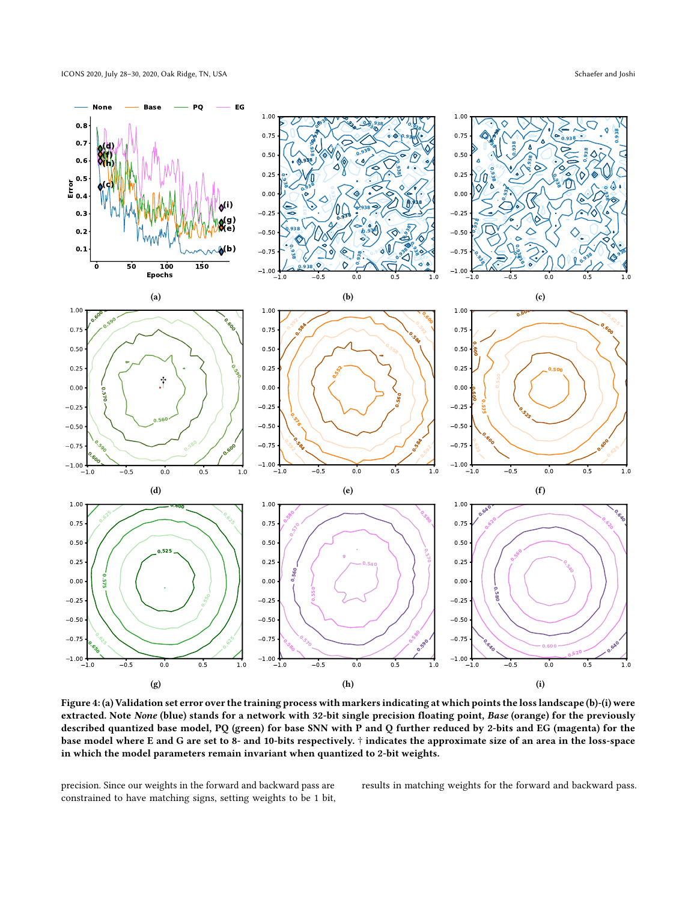**Figure 4: (a) Validation set error over the training process with markers indicating at which points the loss landscape (b)-(i) were extracted. Note *None* (blue) stands for a network with 32-bit single precision floating point, *Base* (orange) for the previously described quantized base model, PQ (green) for base SNN with P and Q further reduced by 2-bits and EG (magenta) for the base model where E and G are set to 8- and 10-bits respectively. † indicates the approximate size of an area in the loss-space in which the model parameters remain invariant when quantized to 2-bit weights.**

precision. Since our weights in the forward and backward pass are constrained to have matching signs, setting weights to be 1 bit, results in matching weights for the forward and backward pass.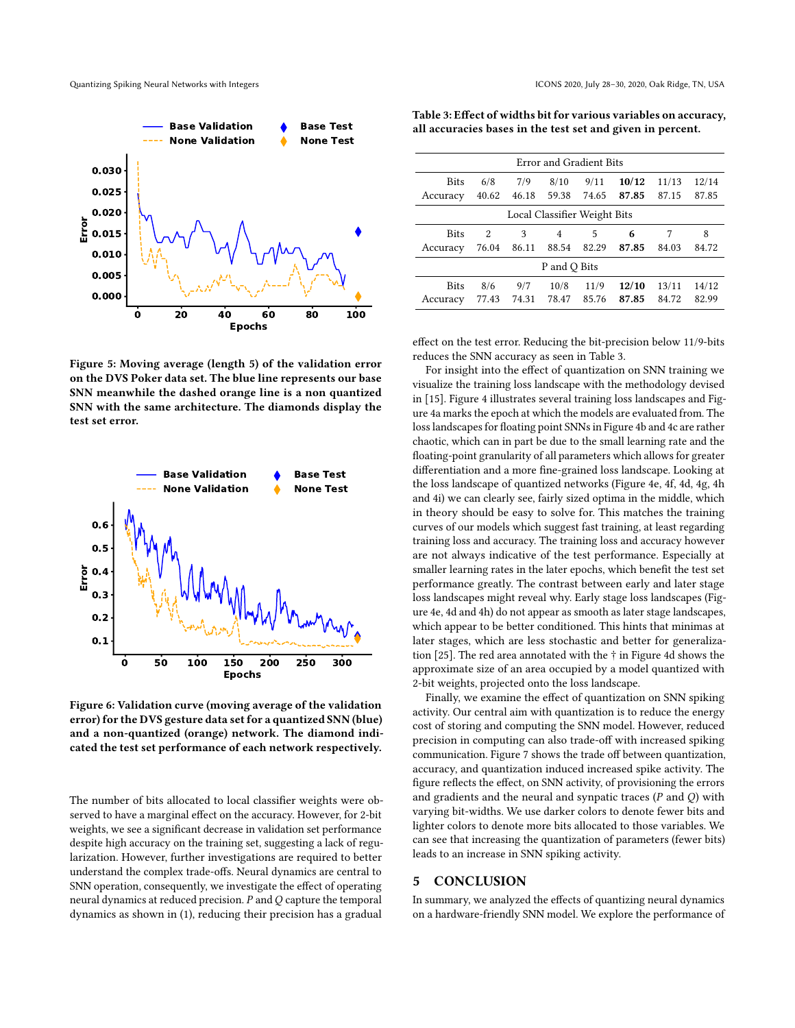Figure 5: Moving average (length 5) of the validation error on the DVS Poker data set. The blue line represents our base SNN meanwhile the dashed orange line is a non quantized SNN with the same architecture. The diamonds display the test set error.

Figure 6: Validation curve (moving average of the validation error) for the DVS gesture data set for a quantized SNN (blue) and a non-quantized (orange) network. The diamond indicated the test set performance of each network respectively.

The number of bits allocated to local classifier weights were observed to have a marginal effect on the accuracy. However, for 2-bit weights, we see a significant decrease in validation set performance despite high accuracy on the training set, suggesting a lack of regularization. However, further investigations are required to better understand the complex trade-offs. Neural dynamics are central to SNN operation, consequently, we investigate the effect of operating neural dynamics at reduced precision. $P$ and $Q$ capture the temporal dynamics as shown in (1), reducing their precision has a gradual effect on the test error. Reducing the bit-precision below 11/9-bits reduces the SNN accuracy as seen in Table 3.

**Table 3: Effect of widths bit for various variables on accuracy, all accuracies bases in the test set and given in percent.**

| Error and Gradient Bits | | | | | | | |
|---|---|---|---|---|---|---|---|
| Bits | 6/8 | 7/9 | 8/10 | 9/11 | **10/12** | 11/13 | 12/14 |
| Accuracy | 40.62 | 46.18 | 59.38 | 74.65 | **87.85** | 87.15 | 87.85 |
| **Local Classifier Weight Bits** | | | | | | | |
| Bits | 2 | 3 | 4 | 5 | **6** | 7 | 8 |
| Accuracy | 76.04 | 86.11 | 88.54 | 82.29 | **87.85** | 84.03 | 84.72 |
| **P and Q Bits** | | | | | | | |
| Bits | 8/6 | 9/7 | 10/8 | 11/9 | **12/10** | 13/11 | 14/12 |
| Accuracy | 77.43 | 74.31 | 78.47 | 85.76 | **87.85** | 84.72 | 82.99 |

For insight into the effect of quantization on SNN training we visualize the training loss landscape with the methodology devised in [15]. Figure 4 illustrates several training loss landscapes and Figure 4a marks the epoch at which the models are evaluated from. The loss landscapes for floating point SNNs in Figure 4b and 4c are rather chaotic, which can in part be due to the small learning rate and the floating-point granularity of all parameters which allows for greater differentiation and a more fine-grained loss landscape. Looking at the loss landscape of quantized networks (Figure 4e, 4f, 4d, 4g, 4h and 4i) we can clearly see, fairly sized optima in the middle, which in theory should be easy to solve for. This matches the training curves of our models which suggest fast training, at least regarding training loss and accuracy. The training loss and accuracy however are not always indicative of the test performance. Especially at smaller learning rates in the later epochs, which benefit the test set performance greatly. The contrast between early and later stage loss landscapes might reveal why. Early stage loss landscapes (Figure 4e, 4d and 4h) do not appear as smooth as later stage landscapes, which appear to be better conditioned. This hints that minimas at later stages, which are less stochastic and better for generalization [25]. The red area annotated with the † in Figure 4d shows the approximate size of an area occupied by a model quantized with 2-bit weights, projected onto the loss landscape.

Finally, we examine the effect of quantization on SNN spiking activity. Our central aim with quantization is to reduce the energy cost of storing and computing the SNN model. However, reduced precision in computing can also trade-off with increased spiking communication. Figure 7 shows the trade off between quantization, accuracy, and quantization induced increased spike activity. The figure reflects the effect, on SNN activity, of provisioning the errors and gradients and the neural and synaptic traces ($P$ and $Q$) with varying bit-widths. We use darker colors to denote fewer bits and lighter colors to denote more bits allocated to those variables. We can see that increasing the quantization of parameters (fewer bits) leads to an increase in SNN spiking activity.

## 5 CONCLUSION

In summary, we analyzed the effects of quantizing neural dynamics on a hardware-friendly SNN model. We explore the performance of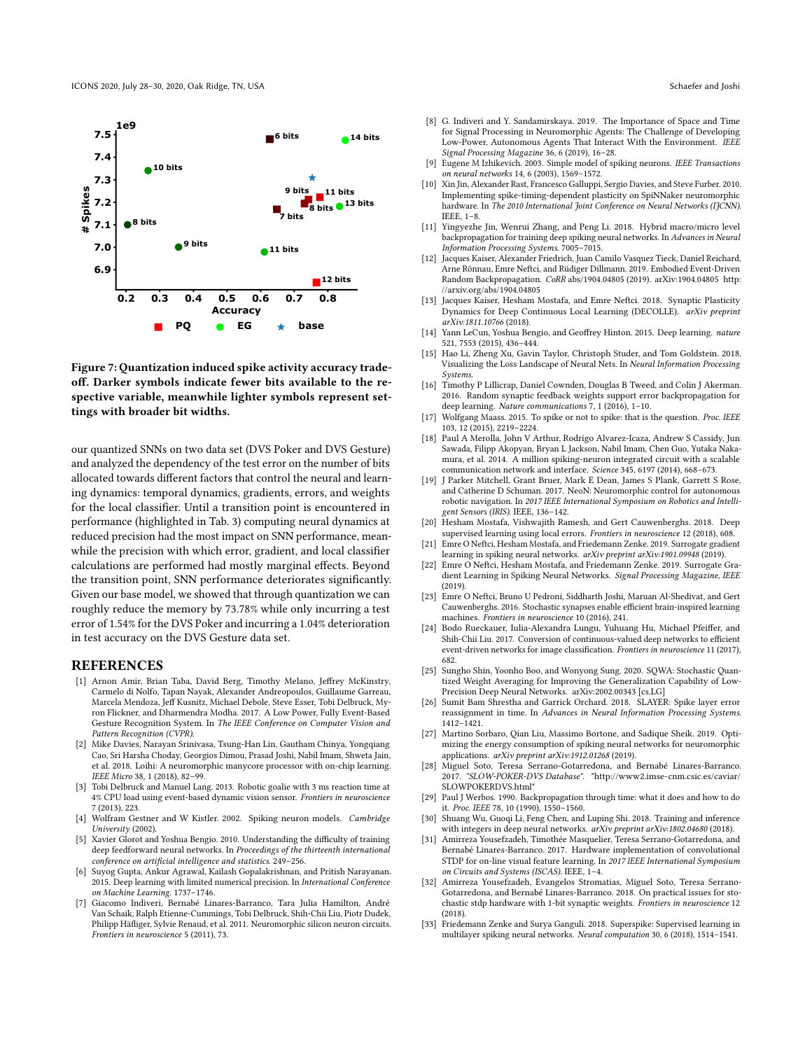1e9

7.5

7.4

7.3

7.2

7.1

7.0

6.9

# Spikes

0.2 0.3 0.4 0.5 0.6 0.7 0.8

Accuracy

6 bits

14 bits

10 bits

9 bits

11 bits

13 bits

8 bits

7 bits

8 bits

9 bits

11 bits

12 bits

PQ EG base

Figure 7: Quantization induced spike activity accuracy trade-off. Darker symbols indicate fewer bits available to the respective variable, meanwhile lighter symbols represent settings with broader bit widths.

our quantized SNNs on two data set (DVS Poker and DVS Gesture) and analyzed the dependency of the test error on the number of bits allocated towards different factors that control the neural and learning dynamics: temporal dynamics, gradients, errors, and weights for the local classifier. Until a transition point is encountered in performance (highlighted in Tab. 3) computing neural dynamics at reduced precision had the most impact on SNN performance, meanwhile the precision with which error, gradient, and local classifier calculations are performed had mostly marginal effects. Beyond the transition point, SNN performance deteriorates significantly. Given our base model, we showed that through quantization we can roughly reduce the memory by 73.78% while only incurring a test error of 1.54% for the DVS Poker and incurring a 1.04% deterioration in test accuracy on the DVS Gesture data set.

## REFERENCES

[1] Arnon Amir, Brian Taba, David Berg, Timothy Melano, Jeffrey McKinstry, Carmelo di Nolfo, Tapan Nayak, Alexander Andreopoulos, Guillaume Garreau, Marcela Mendoza, Jeff Kusnitz, Michael Debole, Steve Esser, Tobi Delbruck, Myron Flickner, and Dharmendra Modha. 2017. A Low Power, Fully Event-Based Gesture Recognition System. In *The IEEE Conference on Computer Vision and Pattern Recognition (CVPR)*.

[2] Mike Davies, Narayan Srinivasa, Tsung-Han Lin, Gautham Chinya, Yongqiang Cao, Sri Harsha Choday, Georgios Dimou, Prasad Joshi, Nabil Imam, Shweta Jain, et al. 2018. Loihi: A neuromorphic manycore processor with on-chip learning. *IEEE Micro* 38, 1 (2018), 82–99.

[3] Tobi Delbruck and Manuel Lang. 2013. Robotic goalie with 3 ms reaction time at 4% CPU load using event-based dynamic vision sensor. *Frontiers in neuroscience* 7 (2013), 223.

[4] Wolfram Gestner and W Kistler. 2002. Spiking neuron models. *Cambridge University* (2002).

[5] Xavier Glorot and Yoshua Bengio. 2010. Understanding the difficulty of training deep feedforward neural networks. In *Proceedings of the thirteenth international conference on artificial intelligence and statistics*. 249–256.

[6] Suyog Gupta, Ankur Agrawal, Kailash Gopalakrishnan, and Pritish Narayanan. 2015. Deep learning with limited numerical precision. In *International Conference on Machine Learning*. 1737–1746.

[7] Giacomo Indiveri, Bernabé Linares-Barranco, Tara Julia Hamilton, André Van Schaik, Ralph Etienne-Cummings, Tobi Delbruck, Shih-Chii Liu, Piotr Dudek, Philipp Häfliger, Sylvie Renaud, et al. 2011. Neuromorphic silicon neuron circuits. *Frontiers in neuroscience* 5 (2011), 73.

[8] G. Indiveri and Y. Sandamirskaya. 2019. The Importance of Space and Time for Signal Processing in Neuromorphic Agents: The Challenge of Developing Low-Power, Autonomous Agents That Interact With the Environment. *IEEE Signal Processing Magazine* 36, 6 (2019), 16–28.

[9] Eugene M Izhikevich. 2003. Simple model of spiking neurons. *IEEE Transactions on neural networks* 14, 6 (2003), 1569–1572.

[10] Xin Jin, Alexander Rast, Francesco Galluppi, Sergio Davies, and Steve Furber. 2010. Implementing spike-timing-dependent plasticity on SpiNNaker neuromorphic hardware. In *The 2010 International Joint Conference on Neural Networks (IJCNN)*. IEEE, 1–8.

[11] Yingyezhe Jin, Wenrui Zhang, and Peng Li. 2018. Hybrid macro/micro level backpropagation for training deep spiking neural networks. In *Advances in Neural Information Processing Systems*. 7005–7015.

[12] Jacques Kaiser, Alexander Friedrich, Juan Camilo Vasquez Tieck, Daniel Reichard, Arne Rönnau, Emre Neftci, and Rüdiger Dillmann. 2019. Embodied Event-Driven Random Backpropagation. *CoRR* abs/1904.04805 (2019). arXiv:1904.04805 http://arxiv.org/abs/1904.04805

[13] Jacques Kaiser, Hesham Mostafa, and Emre Neftci. 2018. Synaptic Plasticity Dynamics for Deep Continuous Local Learning (DECOLLE). *arXiv preprint arXiv:1811.10766* (2018).

[14] Yann LeCun, Yoshua Bengio, and Geoffrey Hinton. 2015. Deep learning. *nature* 521, 7553 (2015), 436–444.

[15] Hao Li, Zheng Xu, Gavin Taylor, Christoph Studer, and Tom Goldstein. 2018. Visualizing the Loss Landscape of Neural Nets. In *Neural Information Processing Systems*.

[16] Timothy P Lillicrap, Daniel Cownden, Douglas B Tweed, and Colin J Akerman. 2016. Random synaptic feedback weights support error backpropagation for deep learning. *Nature communications* 7, 1 (2016), 1–10.

[17] Wolfgang Maass. 2015. To spike or not to spike: that is the question. *Proc. IEEE* 103, 12 (2015), 2219–2224.

[18] Paul A Merolla, John V Arthur, Rodrigo Alvarez-Icaza, Andrew S Cassidy, Jun Sawada, Filipp Akopyan, Bryan L Jackson, Nabil Imam, Chen Guo, Yutaka Nakamura, et al. 2014. A million spiking-neuron integrated circuit with a scalable communication network and interface. *Science* 345, 6197 (2014), 668–673.

[19] J Parker Mitchell, Grant Bruer, Mark E Dean, James S Plank, Garrett S Rose, and Catherine D Schuman. 2017. NeoN: Neuromorphic control for autonomous robotic navigation. In *2017 IEEE International Symposium on Robotics and Intelligent Sensors (IRIS)*. IEEE, 136–142.

[20] Hesham Mostafa, Vishwajith Ramesh, and Gert Cauwenberghs. 2018. Deep supervised learning using local errors. *Frontiers in neuroscience* 12 (2018), 608.

[21] Emre O Neftci, Hesham Mostafa, and Friedemann Zenke. 2019. Surrogate gradient learning in spiking neural networks. *arXiv preprint arXiv:1901.09948* (2019).

[22] Emre O Neftci, Hesham Mostafa, and Friedemann Zenke. 2019. Surrogate Gradient Learning in Spiking Neural Networks. *Signal Processing Magazine, IEEE* (2019).

[23] Emre O Neftci, Bruno U Pedroni, Siddharth Joshi, Maruan Al-Shedivat, and Gert Cauwenberghs. 2016. Stochastic synapses enable efficient brain-inspired learning machines. *Frontiers in neuroscience* 10 (2016), 241.

[24] Bodo Rueckauer, Iulia-Alexandra Lungu, Yuhuang Hu, Michael Pfeiffer, and Shih-Chii Liu. 2017. Conversion of continuous-valued deep networks to efficient event-driven networks for image classification. *Frontiers in neuroscience* 11 (2017), 682.

[25] Sungho Shin, Yoonho Boo, and Wonyong Sung. 2020. SQWA: Stochastic Quantized Weight Averaging for Improving the Generalization Capability of Low-Precision Deep Neural Networks. arXiv:2002.00343 [cs.LG]

[26] Sumit Bam Shrestha and Garrick Orchard. 2018. SLAYER: Spike layer error reassignment in time. In *Advances in Neural Information Processing Systems*. 1412–1421.

[27] Martino Sorbaro, Qian Liu, Massimo Bortone, and Sadique Sheik. 2019. Optimizing the energy consumption of spiking neural networks for neuromorphic applications. *arXiv preprint arXiv:1912.01268* (2019).

[28] Miguel Soto, Teresa Serrano-Gotarredona, and Bernabé Linares-Barranco. 2017. *"SLOW-POKER-DVS Database"*. "http://www2.imse-cnm.csic.es/caviar/SLOWPOKERDVS.html"

[29] Paul J Werbos. 1990. Backpropagation through time: what it does and how to do it. *Proc. IEEE* 78, 10 (1990), 1550–1560.

[30] Shuang Wu, Guoqi Li, Feng Chen, and Luping Shi. 2018. Training and inference with integers in deep neural networks. *arXiv preprint arXiv:1802.04680* (2018).

[31] Amirreza Yousefzadeh, Timothée Masquelier, Teresa Serrano-Gotarredona, and Bernabé Linares-Barranco. 2017. Hardware implementation of convolutional STDP for on-line visual feature learning. In *2017 IEEE International Symposium on Circuits and Systems (ISCAS)*. IEEE, 1–4.

[32] Amirreza Yousefzadeh, Evangelos Stromatias, Miguel Soto, Teresa Serrano-Gotarredona, and Bernabé Linares-Barranco. 2018. On practical issues for stochastic stdp hardware with 1-bit synaptic weights. *Frontiers in neuroscience* 12 (2018).

[33] Friedemann Zenke and Surya Ganguli. 2018. Superspike: Supervised learning in multilayer spiking neural networks. *Neural computation* 30, 6 (2018), 1514–1541.